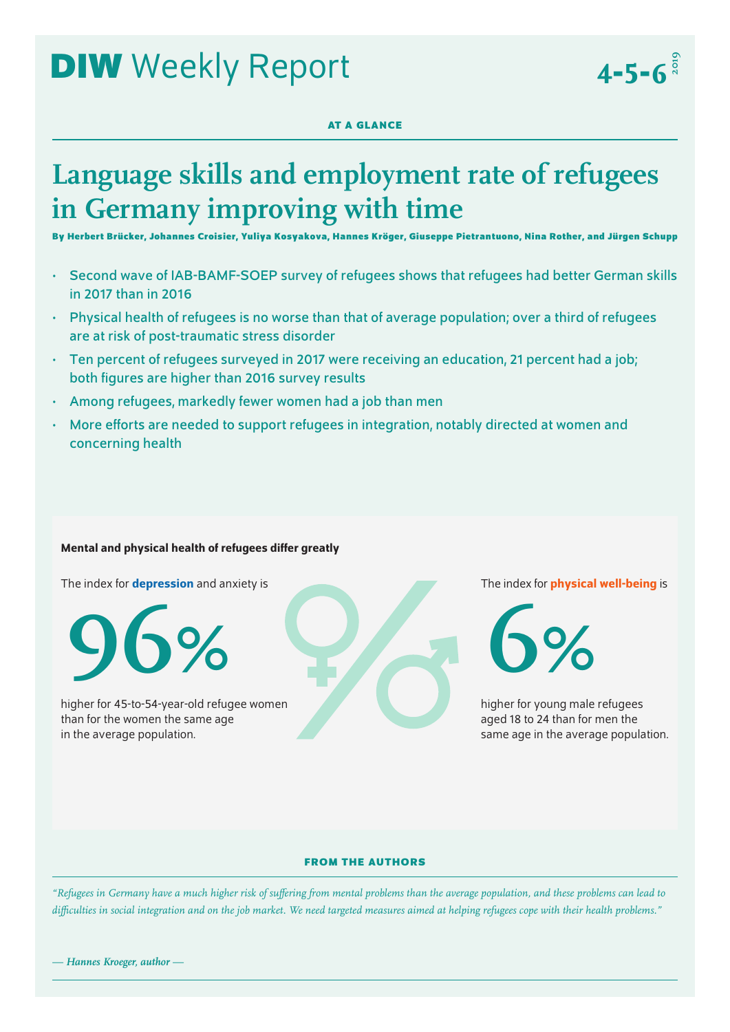# DIW Weekly Report 4-5-6 2019

AT A GLANCE

# Language skills and employment rate of refugees in Germany improving with time

**By Herbert Brücker, Johannes Croisier, Yuliya Kosyakova, Hannes Kröger, Giuseppe Pietrantuono, Nina Rother, and Jürgen Schupp**

- Second wave of IAB-BAMF-SOEP survey of refugees shows that refugees had better German skills in 2017 than in 2016
- Physical health of refugees is no worse than that of average population; over a third of refugees are at risk of post-traumatic stress disorder
- Ten percent of refugees surveyed in 2017 were receiving an education, 21 percent had a job; both figures are higher than 2016 survey results
- Among refugees, markedly fewer women had a job than men
- More efforts are needed to support refugees in integration, notably directed at women and concerning health

**Mental and physical health of refugees differ greatly**

The index for **depression** and anxiety is

96%

higher for 45-to-54-year-old refugee women than for the women the same age in the average population.

The index for **physical well-being** is

6%

higher for young male refugees aged 18 to 24 than for men the same age in the average population.

FROM THE AUTHORS

*"Refugees in Germany have a much higher risk of suffering from mental problems than the average population, and these problems can lead to difficulties in social integration and on the job market. We need targeted measures aimed at helping refugees cope with their health problems."*

*— Hannes Kroeger, author —*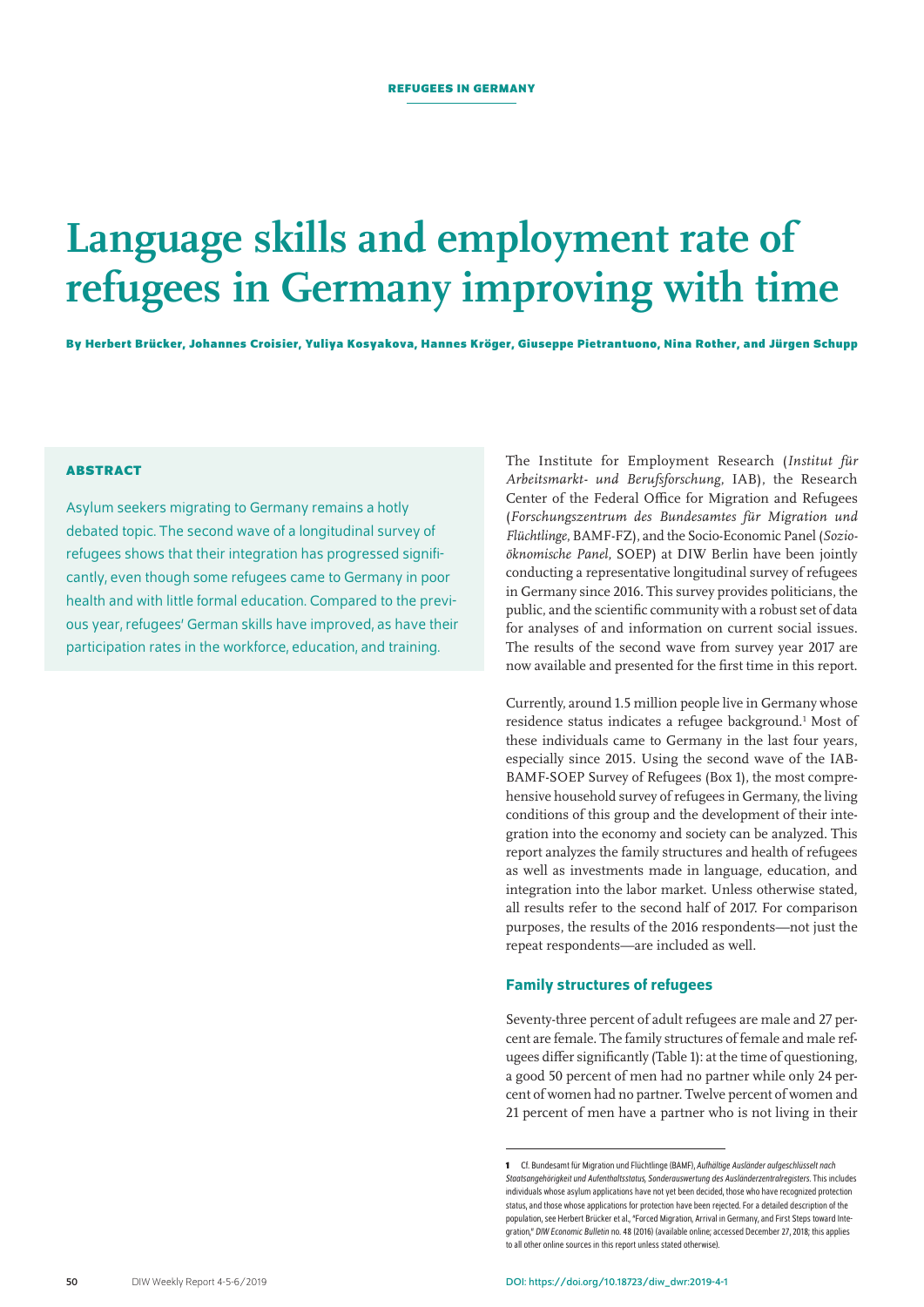REFUGEES IN GERMANY

# Language skills and employment rate of refugees in Germany improving with time

**By Herbert Brücker, Johannes Croisier, Yuliya Kosyakova, Hannes Kröger, Giuseppe Pietrantuono, Nina Rother, and Jürgen Schupp**

**ABSTRACT**

Asylum seekers migrating to Germany remains a hotly debated topic. The second wave of a longitudinal survey of refugees shows that their integration has progressed significantly, even though some refugees came to Germany in poor health and with little formal education. Compared to the previous year, refugees' German skills have improved, as have their participation rates in the workforce, education, and training.

The Institute for Employment Research (*Institut für Arbeitsmarkt- und Berufsforschung*, IAB), the Research Center of the Federal Office for Migration and Refugees (*Forschungszentrum des Bundesamtes für Migration und Flüchtlinge*, BAMF-FZ), and the Socio-Economic Panel (*Sozio-ökonomische Panel*, SOEP) at DIW Berlin have been jointly conducting a representative longitudinal survey of refugees in Germany since 2016. This survey provides politicians, the public, and the scientific community with a robust set of data for analyses of and information on current social issues. The results of the second wave from survey year 2017 are now available and presented for the first time in this report.

Currently, around 1.5 million people live in Germany whose residence status indicates a refugee background.[1] Most of these individuals came to Germany in the last four years, especially since 2015. Using the second wave of the IAB-BAMF-SOEP Survey of Refugees (Box 1), the most comprehensive household survey of refugees in Germany, the living conditions of this group and the development of their integration into the economy and society can be analyzed. This report analyzes the family structures and health of refugees as well as investments made in language, education, and integration into the labor market. Unless otherwise stated, all results refer to the second half of 2017. For comparison purposes, the results of the 2016 respondents—not just the repeat respondents—are included as well.

## Family structures of refugees

Seventy-three percent of adult refugees are male and 27 percent are female. The family structures of female and male refugees differ significantly (Table 1): at the time of questioning, a good 50 percent of men had no partner while only 24 percent of women had no partner. Twelve percent of women and 21 percent of men have a partner who is not living in their

[1] Cf. Bundesamt für Migration und Flüchtlinge (BAMF), *Aufhältige Ausländer aufgeschlüsselt nach Staatsangehörigkeit und Aufenthaltsstatus, Sonderauswertung des Ausländerzentralregisters*. This includes individuals whose asylum applications have not yet been decided, those who have recognized protection status, and those whose applications for protection have been rejected. For a detailed description of the population, see Herbert Brücker et al., "Forced Migration, Arrival in Germany, and First Steps toward Integration," *DIW Economic Bulletin* no. 48 (2016) (available online; accessed December 27, 2018; this applies to all other online sources in this report unless stated otherwise).

DOI: https://doi.org/10.18723/diw_dwr:2019-4-1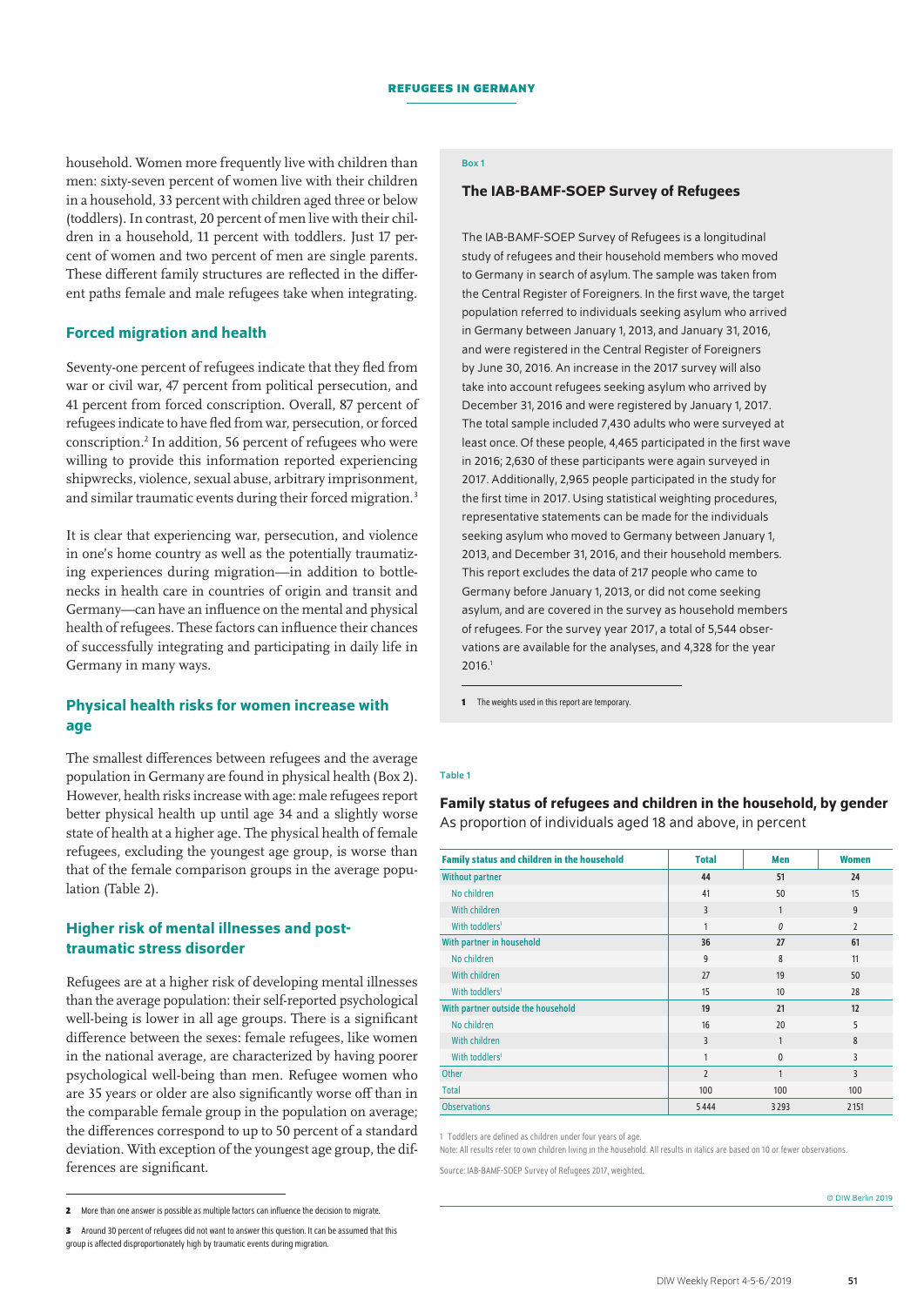household. Women more frequently live with children than men: sixty-seven percent of women live with their children in a household, 33 percent with children aged three or below (toddlers). In contrast, 20 percent of men live with their children in a household, 11 percent with toddlers. Just 17 percent of women and two percent of men are single parents. These different family structures are reflected in the different paths female and male refugees take when integrating.

## Forced migration and health

Seventy-one percent of refugees indicate that they fled from war or civil war, 47 percent from political persecution, and 41 percent from forced conscription. Overall, 87 percent of refugees indicate to have fled from war, persecution, or forced conscription.[2] In addition, 56 percent of refugees who were willing to provide this information reported experiencing shipwrecks, violence, sexual abuse, arbitrary imprisonment, and similar traumatic events during their forced migration.[3]

It is clear that experiencing war, persecution, and violence in one's home country as well as the potentially traumatizing experiences during migration—in addition to bottlenecks in health care in countries of origin and transit and Germany—can have an influence on the mental and physical health of refugees. These factors can influence their chances of successfully integrating and participating in daily life in Germany in many ways.

## Physical health risks for women increase with age

The smallest differences between refugees and the average population in Germany are found in physical health (Box 2). However, health risks increase with age: male refugees report better physical health up until age 34 and a slightly worse state of health at a higher age. The physical health of female refugees, excluding the youngest age group, is worse than that of the female comparison groups in the average population (Table 2).

## Higher risk of mental illnesses and post-traumatic stress disorder

Refugees are at a higher risk of developing mental illnesses than the average population: their self-reported psychological well-being is lower in all age groups. There is a significant difference between the sexes: female refugees, like women in the national average, are characterized by having poorer psychological well-being than men. Refugee women who are 35 years or older are also significantly worse off than in the comparable female group in the population on average; the differences correspond to up to 50 percent of a standard deviation. With exception of the youngest age group, the differences are significant.

2 More than one answer is possible as multiple factors can influence the decision to migrate.

3 Around 30 percent of refugees did not want to answer this question. It can be assumed that this group is affected disproportionately high by traumatic events during migration.

Box 1

### The IAB-BAMF-SOEP Survey of Refugees

The IAB-BAMF-SOEP Survey of Refugees is a longitudinal study of refugees and their household members who moved to Germany in search of asylum. The sample was taken from the Central Register of Foreigners. In the first wave, the target population referred to individuals seeking asylum who arrived in Germany between January 1, 2013, and January 31, 2016, and were registered in the Central Register of Foreigners by June 30, 2016. An increase in the 2017 survey will also take into account refugees seeking asylum who arrived by December 31, 2016 and were registered by January 1, 2017. The total sample included 7,430 adults who were surveyed at least once. Of these people, 4,465 participated in the first wave in 2016; 2,630 of these participants were again surveyed in 2017. Additionally, 2,965 people participated in the study for the first time in 2017. Using statistical weighting procedures, representative statements can be made for the individuals seeking asylum who moved to Germany between January 1, 2013, and December 31, 2016, and their household members. This report excludes the data of 217 people who came to Germany before January 1, 2013, or did not come seeking asylum, and are covered in the survey as household members of refugees. For the survey year 2017, a total of 5,544 observations are available for the analyses, and 4,328 for the year 2016.[1]

1 The weights used in this report are temporary.

Table 1

**Family status of refugees and children in the household, by gender**
As proportion of individuals aged 18 and above, in percent

| Family status and children in the household | Total | Men | Women |
|---|---|---|---|
| **Without partner** | **44** | **51** | **24** |
| No children | 41 | 50 | 15 |
| With children | 3 | 1 | 9 |
| With toddlers[1] | 1 | *0* | 2 |
| **With partner in household** | **36** | **27** | **61** |
| No children | 9 | 8 | 11 |
| With children | 27 | 19 | 50 |
| With toddlers[1] | 15 | 10 | 28 |
| **With partner outside the household** | **19** | **21** | **12** |
| No children | 16 | 20 | 5 |
| With children | 3 | 1 | 8 |
| With toddlers[1] | 1 | 0 | 3 |
| Other | 2 | 1 | 3 |
| Total | 100 | 100 | 100 |
| Observations | 5 444 | 3 293 | 2 151 |

1 Toddlers are defined as children under four years of age.

Note: All results refer to own children living in the household. All results in italics are based on 10 or fewer observations.

Source: IAB-BAMF-SOEP Survey of Refugees 2017, weighted.

© DIW Berlin 2019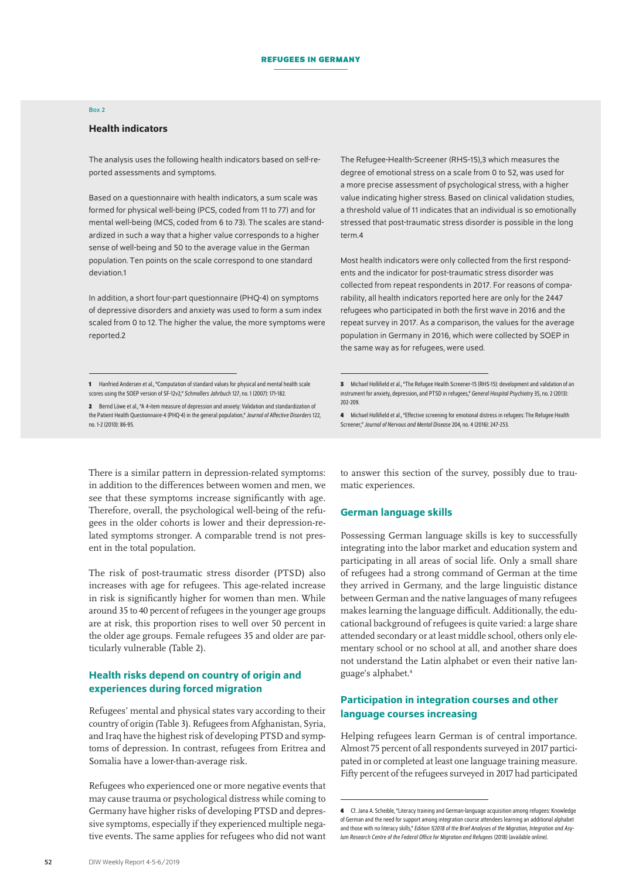Box 2

### Health indicators

The analysis uses the following health indicators based on self-reported assessments and symptoms.

Based on a questionnaire with health indicators, a sum scale was formed for physical well-being (PCS, coded from 11 to 77) and for mental well-being (MCS, coded from 6 to 73). The scales are standardized in such a way that a higher value corresponds to a higher sense of well-being and 50 to the average value in the German population. Ten points on the scale correspond to one standard deviation.[1]

In addition, a short four-part questionnaire (PHQ-4) on symptoms of depressive disorders and anxiety was used to form a sum index scaled from 0 to 12. The higher the value, the more symptoms were reported.[2]

The Refugee-Health-Screener (RHS-15),[3] which measures the degree of emotional stress on a scale from 0 to 52, was used for a more precise assessment of psychological stress, with a higher value indicating higher stress. Based on clinical validation studies, a threshold value of 11 indicates that an individual is so emotionally stressed that post-traumatic stress disorder is possible in the long term.[4]

Most health indicators were only collected from the first respondents and the indicator for post-traumatic stress disorder was collected from repeat respondents in 2017. For reasons of comparability, all health indicators reported here are only for the 2447 refugees who participated in both the first wave in 2016 and the repeat survey in 2017. As a comparison, the values for the average population in Germany in 2016, which were collected by SOEP in the same way as for refugees, were used.

1 Hanfried Andersen et al., "Computation of standard values for physical and mental health scale scores using the SOEP version of SF-12v2," *Schmollers Jahrbuch* 127, no. 1 (2007): 171-182.

2 Bernd Löwe et al., "A 4-item measure of depression and anxiety: Validation and standardization of the Patient Health Questionnaire-4 (PHQ-4) in the general population," *Journal of Affective Disorders* 122, no. 1-2 (2010): 86-95.

3 Michael Hollifield et al., "The Refugee Health Screener-15 (RHS-15): development and validation of an instrument for anxiety, depression, and PTSD in refugees," *General Hospital Psychiatry* 35, no. 2 (2013): 202-209.

4 Michael Hollifield et al., "Effective screening for emotional distress in refugees: The Refugee Health Screener," *Journal of Nervous and Mental Disease* 204, no. 4 (2016): 247-253.

There is a similar pattern in depression-related symptoms: in addition to the differences between women and men, we see that these symptoms increase significantly with age. Therefore, overall, the psychological well-being of the refugees in the older cohorts is lower and their depression-related symptoms stronger. A comparable trend is not present in the total population.

The risk of post-traumatic stress disorder (PTSD) also increases with age for refugees. This age-related increase in risk is significantly higher for women than men. While around 35 to 40 percent of refugees in the younger age groups are at risk, this proportion rises to well over 50 percent in the older age groups. Female refugees 35 and older are particularly vulnerable (Table 2).

## Health risks depend on country of origin and experiences during forced migration

Refugees' mental and physical states vary according to their country of origin (Table 3). Refugees from Afghanistan, Syria, and Iraq have the highest risk of developing PTSD and symptoms of depression. In contrast, refugees from Eritrea and Somalia have a lower-than-average risk.

Refugees who experienced one or more negative events that may cause trauma or psychological distress while coming to Germany have higher risks of developing PTSD and depressive symptoms, especially if they experienced multiple negative events. The same applies for refugees who did not want to answer this section of the survey, possibly due to traumatic experiences.

## German language skills

Possessing German language skills is key to successfully integrating into the labor market and education system and participating in all areas of social life. Only a small share of refugees had a strong command of German at the time they arrived in Germany, and the large linguistic distance between German and the native languages of many refugees makes learning the language difficult. Additionally, the educational background of refugees is quite varied: a large share attended secondary or at least middle school, others only elementary school or no school at all, and another share does not understand the Latin alphabet or even their native language's alphabet.[4]

## Participation in integration courses and other language courses increasing

Helping refugees learn German is of central importance. Almost 75 percent of all respondents surveyed in 2017 participated in or completed at least one language training measure. Fifty percent of the refugees surveyed in 2017 had participated

4 Cf. Jana A. Scheible, "Literacy training and German-language acquisition among refugees: Knowledge of German and the need for support among integration course attendees learning an additional alphabet and those with no literacy skills," *Edition 1|2018 of the Brief Analyses of the Migration, Integration and Asylum Research Centre of the Federal Office for Migration and Refugees* (2018) (available online).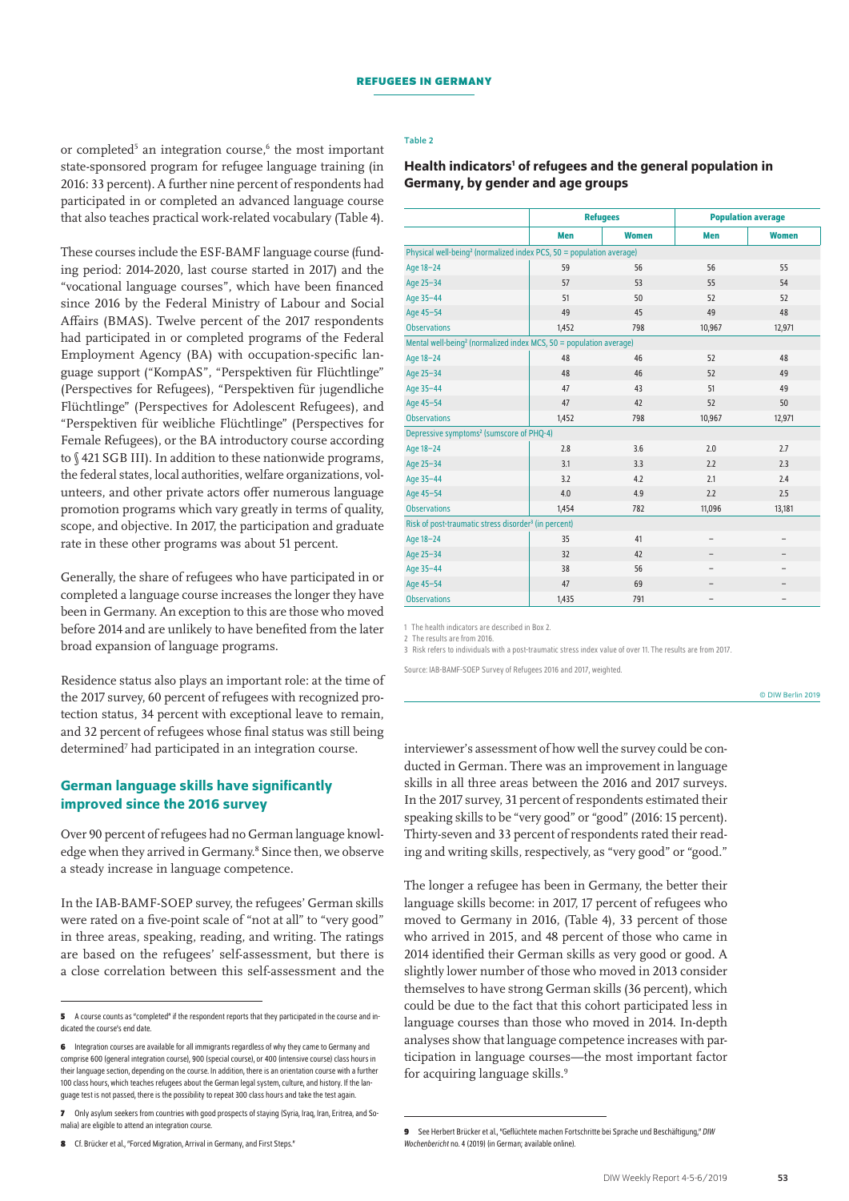or completed[5] an integration course,[6] the most important state-sponsored program for refugee language training (in 2016: 33 percent). A further nine percent of respondents had participated in or completed an advanced language course that also teaches practical work-related vocabulary (Table 4).

These courses include the ESF-BAMF language course (funding period: 2014-2020, last course started in 2017) and the "vocational language courses", which have been financed since 2016 by the Federal Ministry of Labour and Social Affairs (BMAS). Twelve percent of the 2017 respondents had participated in or completed programs of the Federal Employment Agency (BA) with occupation-specific language support ("KompAS", "Perspektiven für Flüchtlinge" (Perspectives for Refugees), "Perspektiven für jugendliche Flüchtlinge" (Perspectives for Adolescent Refugees), and "Perspektiven für weibliche Flüchtlinge" (Perspectives for Female Refugees), or the BA introductory course according to § 421 SGB III). In addition to these nationwide programs, the federal states, local authorities, welfare organizations, volunteers, and other private actors offer numerous language promotion programs which vary greatly in terms of quality, scope, and objective. In 2017, the participation and graduate rate in these other programs was about 51 percent.

Generally, the share of refugees who have participated in or completed a language course increases the longer they have been in Germany. An exception to this are those who moved before 2014 and are unlikely to have benefited from the later broad expansion of language programs.

Residence status also plays an important role: at the time of the 2017 survey, 60 percent of refugees with recognized protection status, 34 percent with exceptional leave to remain, and 32 percent of refugees whose final status was still being determined[7] had participated in an integration course.

## German language skills have significantly improved since the 2016 survey

Over 90 percent of refugees had no German language knowledge when they arrived in Germany.[8] Since then, we observe a steady increase in language competence.

In the IAB-BAMF-SOEP survey, the refugees' German skills were rated on a five-point scale of "not at all" to "very good" in three areas, speaking, reading, and writing. The ratings are based on the refugees' self-assessment, but there is a close correlation between this self-assessment and the interviewer's assessment of how well the survey could be conducted in German. There was an improvement in language skills in all three areas between the 2016 and 2017 surveys. In the 2017 survey, 31 percent of respondents estimated their speaking skills to be "very good" or "good" (2016: 15 percent). Thirty-seven and 33 percent of respondents rated their reading and writing skills, respectively, as "very good" or "good."

The longer a refugee has been in Germany, the better their language skills become: in 2017, 17 percent of refugees who moved to Germany in 2016, (Table 4), 33 percent of those who arrived in 2015, and 48 percent of those who came in 2014 identified their German skills as very good or good. A slightly lower number of those who moved in 2013 consider themselves to have strong German skills (36 percent), which could be due to the fact that this cohort participated less in language courses than those who moved in 2014. In-depth analyses show that language competence increases with participation in language courses—the most important factor for acquiring language skills.[9]

Table 2

### Health indicators[1] of refugees and the general population in Germany, by gender and age groups

| | Refugees | | Population average | |
|---|---|---|---|---|
| | Men | Women | Men | Women |
| Physical well-being[2] (normalized index PCS, 50 = population average) | | | | |
| Age 18–24 | 59 | 56 | 56 | 55 |
| Age 25–34 | 57 | 53 | 55 | 54 |
| Age 35–44 | 51 | 50 | 52 | 52 |
| Age 45–54 | 49 | 45 | 49 | 48 |
| Observations | 1,452 | 798 | 10,967 | 12,971 |
| Mental well-being[2] (normalized index MCS, 50 = population average) | | | | |
| Age 18–24 | 48 | 46 | 52 | 48 |
| Age 25–34 | 48 | 46 | 52 | 49 |
| Age 35–44 | 47 | 43 | 51 | 49 |
| Age 45–54 | 47 | 42 | 52 | 50 |
| Observations | 1,452 | 798 | 10,967 | 12,971 |
| Depressive symptoms[2] (sumscore of PHQ-4) | | | | |
| Age 18–24 | 2.8 | 3.6 | 2.0 | 2.7 |
| Age 25–34 | 3.1 | 3.3 | 2.2 | 2.3 |
| Age 35–44 | 3.2 | 4.2 | 2.1 | 2.4 |
| Age 45–54 | 4.0 | 4.9 | 2.2 | 2.5 |
| Observations | 1,454 | 782 | 11,096 | 13,181 |
| Risk of post-traumatic stress disorder[3] (in percent) | | | | |
| Age 18–24 | 35 | 41 | – | – |
| Age 25–34 | 32 | 42 | – | – |
| Age 35–44 | 38 | 56 | – | – |
| Age 45–54 | 47 | 69 | – | – |
| Observations | 1,435 | 791 | – | – |

1 The health indicators are described in Box 2.

2 The results are from 2016.

3 Risk refers to individuals with a post-traumatic stress index value of over 11. The results are from 2017.

Source: IAB-BAMF-SOEP Survey of Refugees 2016 and 2017, weighted.

© DIW Berlin 2019

---

5 A course counts as "completed" if the respondent reports that they participated in the course and indicated the course's end date.

6 Integration courses are available for all immigrants regardless of why they came to Germany and comprise 600 (general integration course), 900 (special course), or 400 (intensive course) class hours in their language section, depending on the course. In addition, there is an orientation course with a further 100 class hours, which teaches refugees about the German legal system, culture, and history. If the language test is not passed, there is the possibility to repeat 300 class hours and take the test again.

7 Only asylum seekers from countries with good prospects of staying (Syria, Iraq, Iran, Eritrea, and Somalia) are eligible to attend an integration course.

8 Cf. Brücker et al., "Forced Migration, Arrival in Germany, and First Steps."

9 See Herbert Brücker et al., "Geflüchtete machen Fortschritte bei Sprache und Beschäftigung," *DIW Wochenbericht* no. 4 (2019) (in German; available online).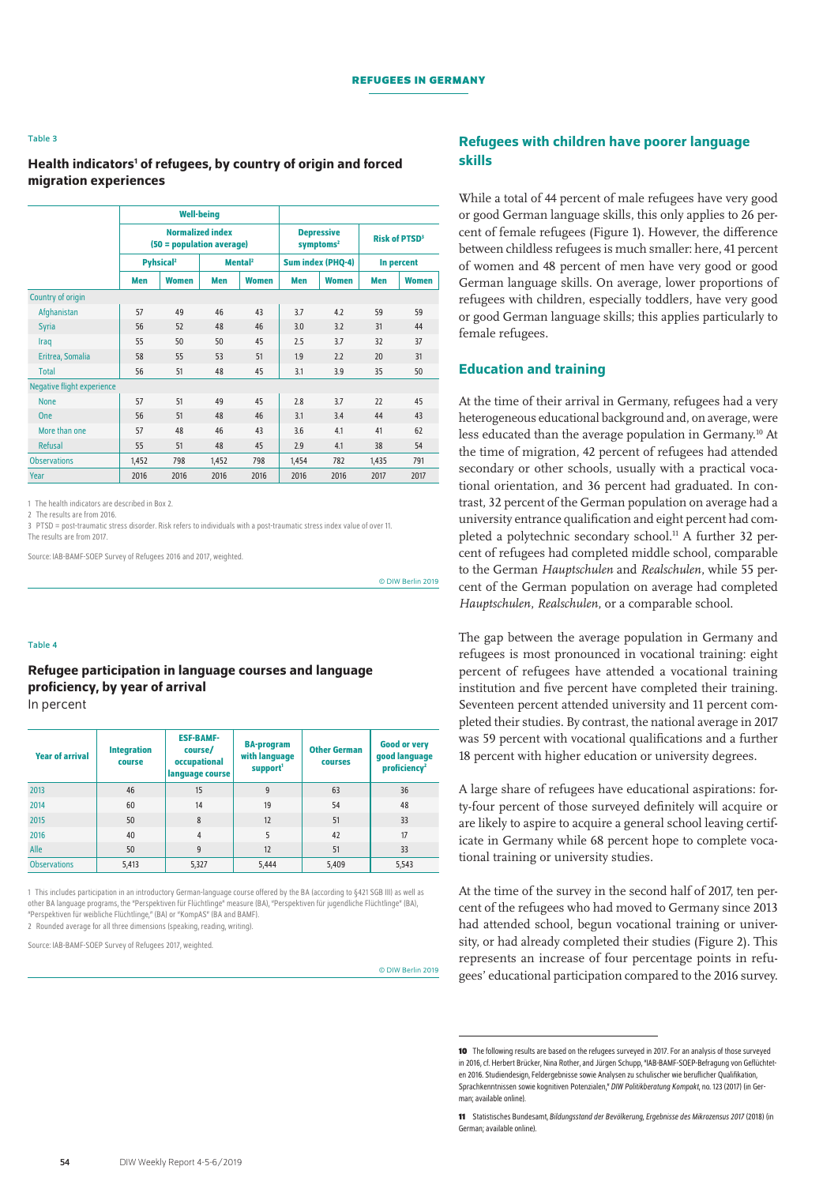Table 3

### Health indicators[1] of refugees, by country of origin and forced migration experiences

| | Well-being | | | | | | | |
|---|---|---|---|---|---|---|---|---|
| | Normalized index (50 = population average) | | | | Depressive symptoms[2] | | Risk of PTSD[3] | |
| | Pyhsical[2] | | Mental[2] | | Sum index (PHQ-4) | | In percent | |
| | Men | Women | Men | Women | Men | Women | Men | Women |
| Country of origin | | | | | | | | |
| Afghanistan | 57 | 49 | 46 | 43 | 3.7 | 4.2 | 59 | 59 |
| Syria | 56 | 52 | 48 | 46 | 3.0 | 3.2 | 31 | 44 |
| Iraq | 55 | 50 | 50 | 45 | 2.5 | 3.7 | 32 | 37 |
| Eritrea, Somalia | 58 | 55 | 53 | 51 | 1.9 | 2.2 | 20 | 31 |
| Total | 56 | 51 | 48 | 45 | 3.1 | 3.9 | 35 | 50 |
| Negative flight experience | | | | | | | | |
| None | 57 | 51 | 49 | 45 | 2.8 | 3.7 | 22 | 45 |
| One | 56 | 51 | 48 | 46 | 3.1 | 3.4 | 44 | 43 |
| More than one | 57 | 48 | 46 | 43 | 3.6 | 4.1 | 41 | 62 |
| Refusal | 55 | 51 | 48 | 45 | 2.9 | 4.1 | 38 | 54 |
| Observations | 1,452 | 798 | 1,452 | 798 | 1,454 | 782 | 1,435 | 791 |
| Year | 2016 | 2016 | 2016 | 2016 | 2016 | 2016 | 2017 | 2017 |

1 The health indicators are described in Box 2.

2 The results are from 2016.

3 PTSD = post-traumatic stress disorder. Risk refers to individuals with a post-traumatic stress index value of over 11. The results are from 2017.

Source: IAB-BAMF-SOEP Survey of Refugees 2016 and 2017, weighted.

© DIW Berlin 2019

Table 4

### Refugee participation in language courses and language proficiency, by year of arrival

In percent

| Year of arrival | Integration course | ESF-BAMF-course/ occupational language course | BA-program with language support[1] | Other German courses | Good or very good language proficiency[2] |
|---|---|---|---|---|---|
| 2013 | 46 | 15 | 9 | 63 | 36 |
| 2014 | 60 | 14 | 19 | 54 | 48 |
| 2015 | 50 | 8 | 12 | 51 | 33 |
| 2016 | 40 | 4 | 5 | 42 | 17 |
| Alle | 50 | 9 | 12 | 51 | 33 |
| Observations | 5,413 | 5,327 | 5,444 | 5,409 | 5,543 |

1 This includes participation in an introductory German-language course offered by the BA (according to §421 SGB III) as well as other BA language programs, the "Perspektiven für Flüchtlinge" measure (BA), "Perspektiven für jugendliche Flüchtlinge" (BA), "Perspektiven für weibliche Flüchtlinge," (BA) or "KompAS" (BA and BAMF).

2 Rounded average for all three dimensions (speaking, reading, writing).

Source: IAB-BAMF-SOEP Survey of Refugees 2017, weighted.

© DIW Berlin 2019

## Refugees with children have poorer language skills

While a total of 44 percent of male refugees have very good or good German language skills, this only applies to 26 percent of female refugees (Figure 1). However, the difference between childless refugees is much smaller: here, 41 percent of women and 48 percent of men have very good or good German language skills. On average, lower proportions of refugees with children, especially toddlers, have very good or good German language skills; this applies particularly to female refugees.

## Education and training

At the time of their arrival in Germany, refugees had a very heterogeneous educational background and, on average, were less educated than the average population in Germany.[10] At the time of migration, 42 percent of refugees had attended secondary or other schools, usually with a practical vocational orientation, and 36 percent had graduated. In contrast, 32 percent of the German population on average had a university entrance qualification and eight percent had completed a polytechnic secondary school.[11] A further 32 percent of refugees had completed middle school, comparable to the German *Hauptschulen* and *Realschulen*, while 55 percent of the German population on average had completed *Hauptschulen*, *Realschulen*, or a comparable school.

The gap between the average population in Germany and refugees is most pronounced in vocational training: eight percent of refugees have attended a vocational training institution and five percent have completed their training. Seventeen percent attended university and 11 percent completed their studies. By contrast, the national average in 2017 was 59 percent with vocational qualifications and a further 18 percent with higher education or university degrees.

A large share of refugees have educational aspirations: forty-four percent of those surveyed definitely will acquire or are likely to aspire to acquire a general school leaving certificate in Germany while 68 percent hope to complete vocational training or university studies.

At the time of the survey in the second half of 2017, ten percent of the refugees who had moved to Germany since 2013 had attended school, begun vocational training or university, or had already completed their studies (Figure 2). This represents an increase of four percentage points in refugees' educational participation compared to the 2016 survey.

10 The following results are based on the refugees surveyed in 2017. For an analysis of those surveyed in 2016, cf. Herbert Brücker, Nina Rother, and Jürgen Schupp, "IAB-BAMF-SOEP-Befragung von Geflüchteten 2016. Studiendesign, Feldergebnisse sowie Analysen zu schulischer wie beruflicher Qualifikation, Sprachkenntnissen sowie kognitiven Potenzialen," *DIW Politikberatung Kompakt*, no. 123 (2017) (in German; available online).

11 Statistisches Bundesamt, *Bildungsstand der Bevölkerung, Ergebnisse des Mikrozensus 2017* (2018) (in German; available online).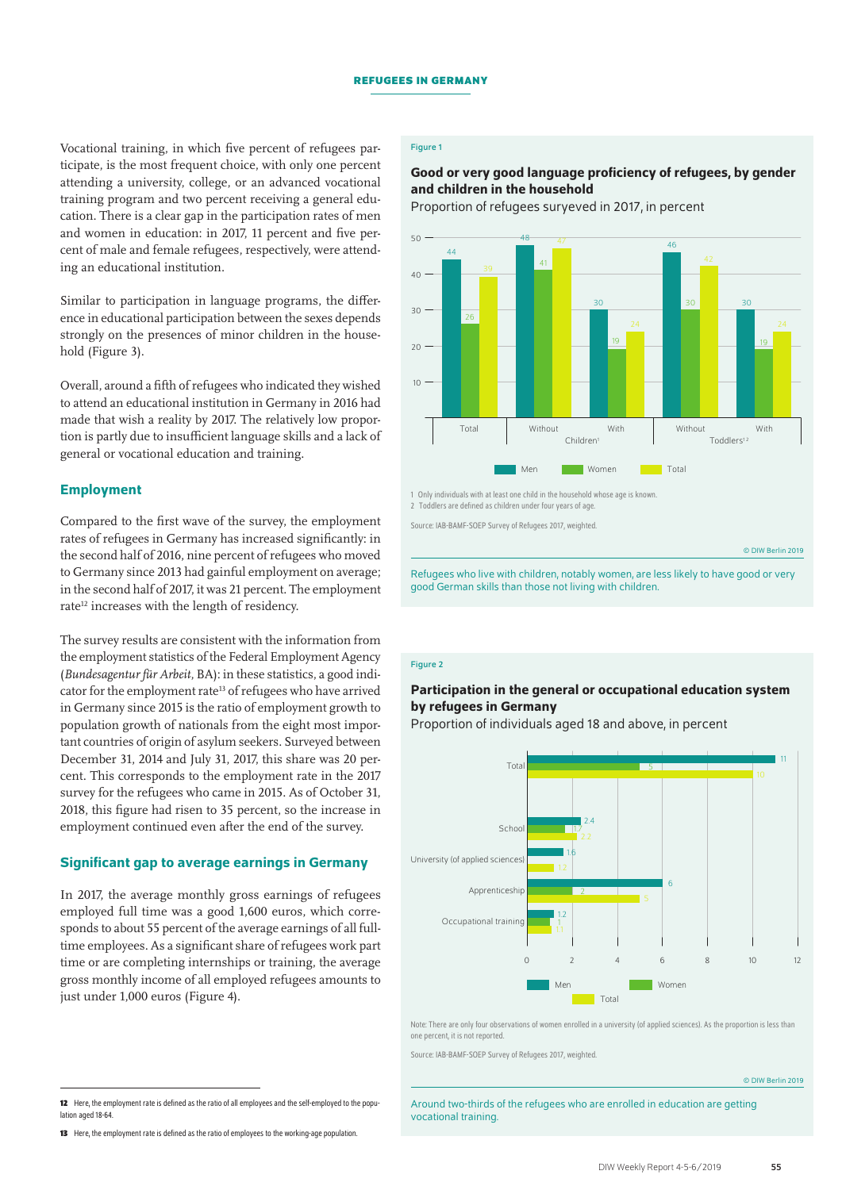Vocational training, in which five percent of refugees participate, is the most frequent choice, with only one percent attending a university, college, or an advanced vocational training program and two percent receiving a general education. There is a clear gap in the participation rates of men and women in education: in 2017, 11 percent and five percent of male and female refugees, respectively, were attending an educational institution.

Similar to participation in language programs, the difference in educational participation between the sexes depends strongly on the presences of minor children in the household (Figure 3).

Overall, around a fifth of refugees who indicated they wished to attend an educational institution in Germany in 2016 had made that wish a reality by 2017. The relatively low proportion is partly due to insufficient language skills and a lack of general or vocational education and training.

## Employment

Compared to the first wave of the survey, the employment rates of refugees in Germany has increased significantly: in the second half of 2016, nine percent of refugees who moved to Germany since 2013 had gainful employment on average; in the second half of 2017, it was 21 percent. The employment rate[12] increases with the length of residency.

The survey results are consistent with the information from the employment statistics of the Federal Employment Agency (*Bundesagentur für Arbeit*, BA): in these statistics, a good indicator for the employment rate[13] of refugees who have arrived in Germany since 2015 is the ratio of employment growth to population growth of nationals from the eight most important countries of origin of asylum seekers. Surveyed between December 31, 2014 and July 31, 2017, this share was 20 percent. This corresponds to the employment rate in the 2017 survey for the refugees who came in 2015. As of October 31, 2018, this figure had risen to 35 percent, so the increase in employment continued even after the end of the survey.

## Significant gap to average earnings in Germany

In 2017, the average monthly gross earnings of refugees employed full time was a good 1,600 euros, which corresponds to about 55 percent of the average earnings of all full-time employees. As a significant share of refugees work part time or are completing internships or training, the average gross monthly income of all employed refugees amounts to just under 1,000 euros (Figure 4).

12 Here, the employment rate is defined as the ratio of all employees and the self-employed to the population aged 18-64.

13 Here, the employment rate is defined as the ratio of employees to the working-age population.

Figure 1

**Good or very good language proficiency of refugees, by gender and children in the household**

Proportion of refugees surveyed in 2017, in percent

| | Total | Children[1]: Without | Children[1]: With | Toddlers[1,2]: Without | Toddlers[1,2]: With |
|---|---|---|---|---|---|
| Men | 44 | 48 | 30 | 46 | 30 |
| Women | 26 | 41 | 19 | 30 | 19 |
| Total | 39 | 47 | 24 | 42 | 24 |

1 Only individuals with at least one child in the household whose age is known.
2 Toddlers are defined as children under four years of age.

Source: IAB-BAMF-SOEP Survey of Refugees 2017, weighted.

© DIW Berlin 2019

Refugees who live with children, notably women, are less likely to have good or very good German skills than those not living with children.

Figure 2

**Participation in the general or occupational education system by refugees in Germany**

Proportion of individuals aged 18 and above, in percent

| | Men | Women | Total |
|---|---|---|---|
| Total | 11 | 5 | 10 |
| School | 2.4 | 1.7 | 2.2 |
| University (of applied sciences) | 1.6 | | 1.2 |
| Apprenticeship | 6 | 2 | 5 |
| Occupational training | 1.2 | 1 | 1.1 |

Note: There are only four observations of women enrolled in a university (of applied sciences). As the proportion is less than one percent, it is not reported.

Source: IAB-BAMF-SOEP Survey of Refugees 2017, weighted.

© DIW Berlin 2019

Around two-thirds of the refugees who are enrolled in education are getting vocational training.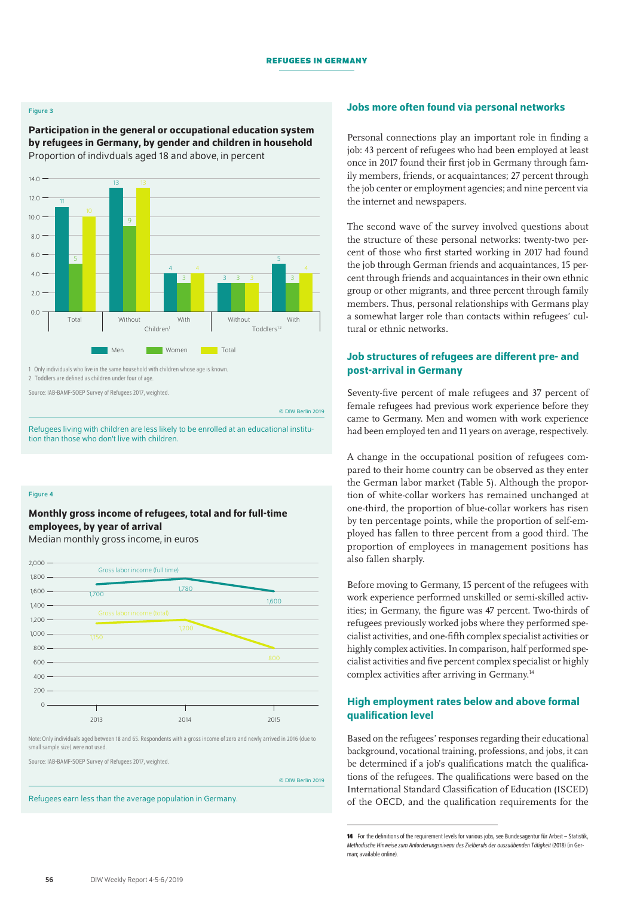Figure 3

**Participation in the general or occupational education system by refugees in Germany, by gender and children in household**

Proportion of indivduals aged 18 and above, in percent

| | Men | Women | Total |
|---|---|---|---|
| Total | 11 | 5 | 10 |
| Children[1] Without | 13 | 9 | 13 |
| Children[1] With | 4 | 3 | 4 |
| Toddlers[1,2] Without | 3 | 3 | 3 |
| Toddlers[1,2] With | 5 | 3 | 4 |

1 Only individuals who live in the same household with children whose age is known.
2 Toddlers are defined as children under four of age.

Source: IAB-BAMF-SOEP Survey of Refugees 2017, weighted.

© DIW Berlin 2019

Refugees living with children are less likely to be enrolled at an educational institution than those who don't live with children.

Figure 4

**Monthly gross income of refugees, total and for full-time employees, by year of arrival**

Median monthly gross income, in euros

| | 2013 | 2014 | 2015 |
|---|---|---|---|
| Gross labor income (full time) | 1,700 | 1,780 | 1,600 |
| Gross labor income (total) | 1,150 | 1,200 | 800 |

Note: Only individuals aged between 18 and 65. Respondents with a gross income of zero and newly arrived in 2016 (due to small sample size) were not used.

Source: IAB-BAMF-SOEP Survey of Refugees 2017, weighted.

© DIW Berlin 2019

Refugees earn less than the average population in Germany.

## Jobs more often found via personal networks

Personal connections play an important role in finding a job: 43 percent of refugees who had been employed at least once in 2017 found their first job in Germany through family members, friends, or acquaintances; 27 percent through the job center or employment agencies; and nine percent via the internet and newspapers.

The second wave of the survey involved questions about the structure of these personal networks: twenty-two percent of those who first started working in 2017 had found the job through German friends and acquaintances, 15 percent through friends and acquaintances in their own ethnic group or other migrants, and three percent through family members. Thus, personal relationships with Germans play a somewhat larger role than contacts within refugees' cultural or ethnic networks.

## Job structures of refugees are different pre- and post-arrival in Germany

Seventy-five percent of male refugees and 37 percent of female refugees had previous work experience before they came to Germany. Men and women with work experience had been employed ten and 11 years on average, respectively.

A change in the occupational position of refugees compared to their home country can be observed as they enter the German labor market (Table 5). Although the proportion of white-collar workers has remained unchanged at one-third, the proportion of blue-collar workers has risen by ten percentage points, while the proportion of self-employed has fallen to three percent from a good third. The proportion of employees in management positions has also fallen sharply.

Before moving to Germany, 15 percent of the refugees with work experience performed unskilled or semi-skilled activities; in Germany, the figure was 47 percent. Two-thirds of refugees previously worked jobs where they performed specialist activities, and one-fifth complex specialist activities or highly complex activities. In comparison, half performed specialist activities and five percent complex specialist or highly complex activities after arriving in Germany.[14]

## High employment rates below and above formal qualification level

Based on the refugees' responses regarding their educational background, vocational training, professions, and jobs, it can be determined if a job's qualifications match the qualifications of the refugees. The qualifications were based on the International Standard Classification of Education (ISCED) of the OECD, and the qualification requirements for the

14 For the definitions of the requirement levels for various jobs, see Bundesagentur für Arbeit – Statistik, *Methodische Hinweise zum Anforderungsniveau des Zielberufs der auszuübenden Tätigkeit* (2018) (in German; available online).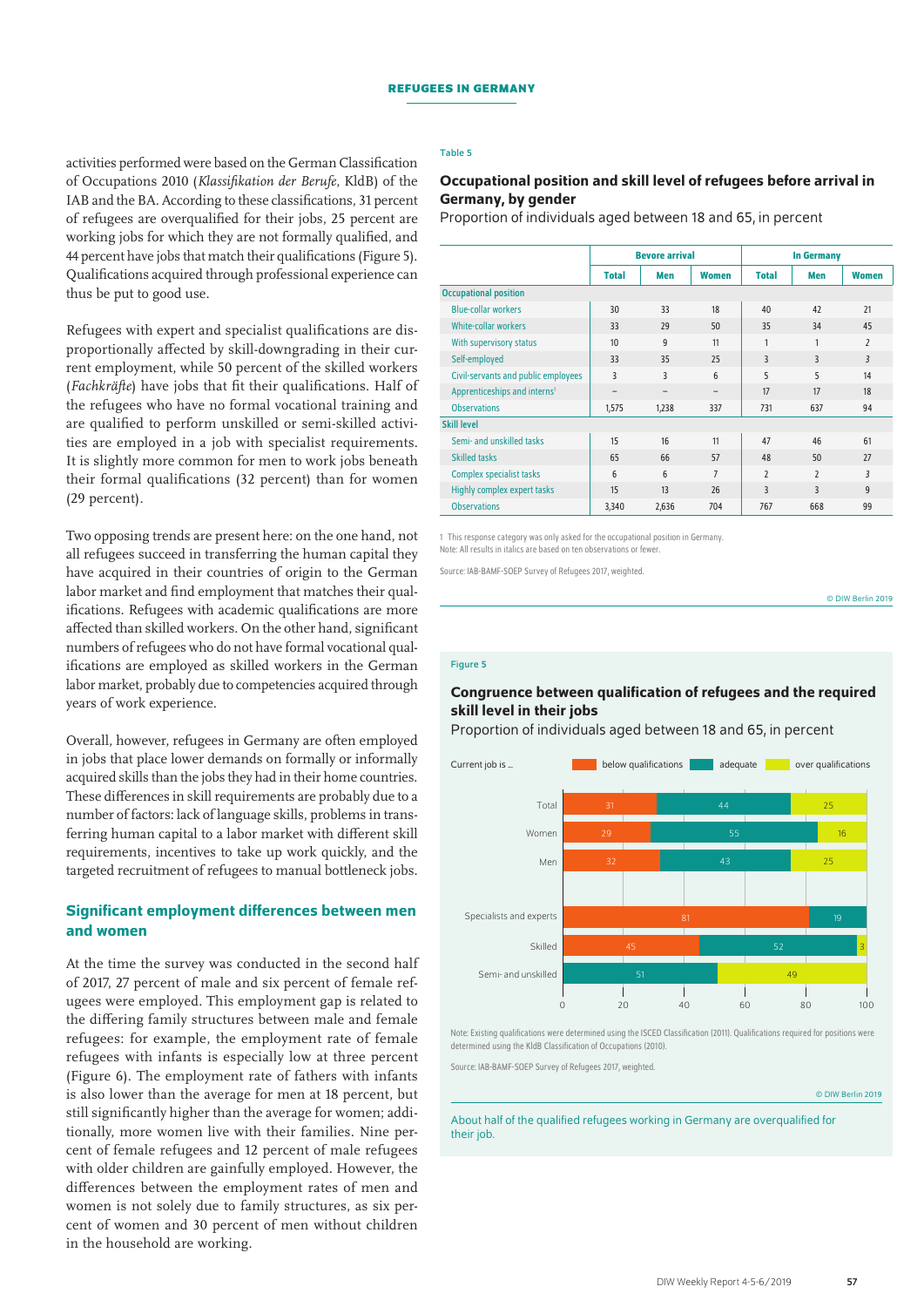activities performed were based on the German Classification of Occupations 2010 (*Klassifikation der Berufe*, KldB) of the IAB and the BA. According to these classifications, 31 percent of refugees are overqualified for their jobs, 25 percent are working jobs for which they are not formally qualified, and 44 percent have jobs that match their qualifications (Figure 5). Qualifications acquired through professional experience can thus be put to good use.

Refugees with expert and specialist qualifications are disproportionally affected by skill-downgrading in their current employment, while 50 percent of the skilled workers (*Fachkräfte*) have jobs that fit their qualifications. Half of the refugees who have no formal vocational training and are qualified to perform unskilled or semi-skilled activities are employed in a job with specialist requirements. It is slightly more common for men to work jobs beneath their formal qualifications (32 percent) than for women (29 percent).

Two opposing trends are present here: on the one hand, not all refugees succeed in transferring the human capital they have acquired in their countries of origin to the German labor market and find employment that matches their qualifications. Refugees with academic qualifications are more affected than skilled workers. On the other hand, significant numbers of refugees who do not have formal vocational qualifications are employed as skilled workers in the German labor market, probably due to competencies acquired through years of work experience.

Overall, however, refugees in Germany are often employed in jobs that place lower demands on formally or informally acquired skills than the jobs they had in their home countries. These differences in skill requirements are probably due to a number of factors: lack of language skills, problems in transferring human capital to a labor market with different skill requirements, incentives to take up work quickly, and the targeted recruitment of refugees to manual bottleneck jobs.

## Significant employment differences between men and women

At the time the survey was conducted in the second half of 2017, 27 percent of male and six percent of female refugees were employed. This employment gap is related to the differing family structures between male and female refugees: for example, the employment rate of female refugees with infants is especially low at three percent (Figure 6). The employment rate of fathers with infants is also lower than the average for men at 18 percent, but still significantly higher than the average for women; additionally, more women live with their families. Nine percent of female refugees and 12 percent of male refugees with older children are gainfully employed. However, the differences between the employment rates of men and women is not solely due to family structures, as six percent of women and 30 percent of men without children in the household are working.

Table 5

**Occupational position and skill level of refugees before arrival in Germany, by gender**

Proportion of individuals aged between 18 and 65, in percent

| | Bevore arrival | | | In Germany | | |
|---|---|---|---|---|---|---|
| | Total | Men | Women | Total | Men | Women |
| **Occupational position** | | | | | | |
| Blue-collar workers | 30 | 33 | 18 | 40 | 42 | 21 |
| White-collar workers | 33 | 29 | 50 | 35 | 34 | 45 |
| With supervisory status | 10 | 9 | 11 | 1 | 1 | *2* |
| Self-employed | 33 | 35 | 25 | 3 | 3 | *3* |
| Civil-servants and public employees | 3 | 3 | 6 | 5 | 5 | 14 |
| Apprenticeships and interns[1] | – | – | – | 17 | 17 | 18 |
| Observations | 1,575 | 1,238 | 337 | 731 | 637 | 94 |
| **Skill level** | | | | | | |
| Semi- and unskilled tasks | 15 | 16 | 11 | 47 | 46 | 61 |
| Skilled tasks | 65 | 66 | 57 | 48 | 50 | 27 |
| Complex specialist tasks | 6 | 6 | 7 | 2 | 2 | *3* |
| Highly complex expert tasks | 15 | 13 | 26 | 3 | 3 | 9 |
| Observations | 3,340 | 2,636 | 704 | 767 | 668 | 99 |

1 This response category was only asked for the occupational position in Germany.
Note: All results in italics are based on ten observations or fewer.

Source: IAB-BAMF-SOEP Survey of Refugees 2017, weighted.

© DIW Berlin 2019

Figure 5

**Congruence between qualification of refugees and the required skill level in their jobs**

Proportion of individuals aged between 18 and 65, in percent

| Current job is … | below qualifications | adequate | over qualifications |
|---|---|---|---|
| Total | 31 | 44 | 25 |
| Women | 29 | 55 | 16 |
| Men | 32 | 43 | 25 |
| Specialists and experts | 81 | 19 | |
| Skilled | 45 | 52 | 3 |
| Semi- and unskilled | | 51 | 49 |

Note: Existing qualifications were determined using the ISCED Classification (2011). Qualifications required for positions were determined using the KldB Classification of Occupations (2010).

Source: IAB-BAMF-SOEP Survey of Refugees 2017, weighted.

© DIW Berlin 2019

About half of the qualified refugees working in Germany are overqualified for their job.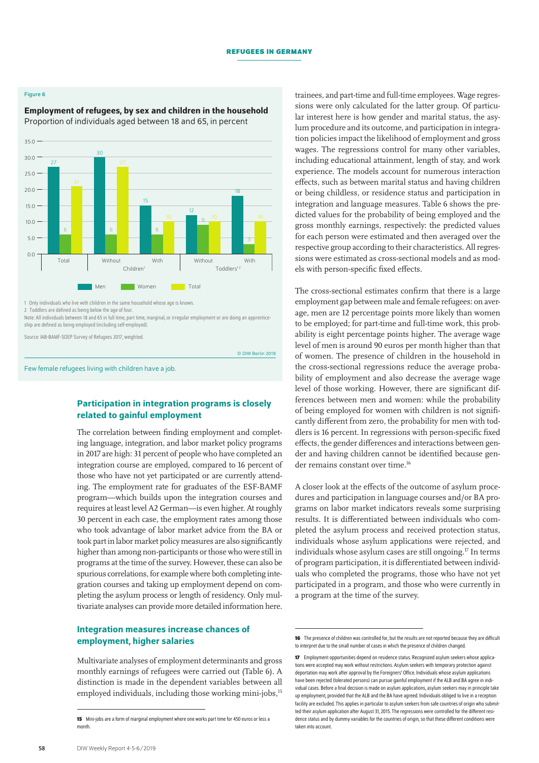Figure 6

**Employment of refugees, by sex and children in the household**
Proportion of individuals aged between 18 and 65, in percent

| | Total | Children[1] Without | Children[1] With | Toddlers[1,2] Without | Toddlers[1,2] With |
|---|---|---|---|---|---|
| Men | 27 | 30 | 15 | 12 | 18 |
| Women | 6 | 6 | 6 | 9 | 3 |
| Total | 21 | 27 | 10 | 10 | 10 |

1 Only individuals who live with children in the same household whose age is known.
2 Toddlers are defined as being below the age of four.
Note: All individuals between 18 and 65 in full time, part time, marginal, or irregular employment or are doing an apprenticeship are defined as being employed (including self-employed).

Source: IAB-BAMF-SOEP Survey of Refugees 2017, weighted.

© DIW Berlin 2019

Few female refugees living with children have a job.

## Participation in integration programs is closely related to gainful employment

The correlation between finding employment and completing language, integration, and labor market policy programs in 2017 are high: 31 percent of people who have completed an integration course are employed, compared to 16 percent of those who have not yet participated or are currently attending. The employment rate for graduates of the ESF-BAMF program—which builds upon the integration courses and requires at least level A2 German—is even higher. At roughly 30 percent in each case, the employment rates among those who took advantage of labor market advice from the BA or took part in labor market policy measures are also significantly higher than among non-participants or those who were still in programs at the time of the survey. However, these can also be spurious correlations, for example where both completing integration courses and taking up employment depend on completing the asylum process or length of residency. Only multivariate analyses can provide more detailed information here.

## Integration measures increase chances of employment, higher salaries

Multivariate analyses of employment determinants and gross monthly earnings of refugees were carried out (Table 6). A distinction is made in the dependent variables between all employed individuals, including those working mini-jobs,[15] trainees, and part-time and full-time employees. Wage regressions were only calculated for the latter group. Of particular interest here is how gender and marital status, the asylum procedure and its outcome, and participation in integration policies impact the likelihood of employment and gross wages. The regressions control for many other variables, including educational attainment, length of stay, and work experience. The models account for numerous interaction effects, such as between marital status and having children or being childless, or residence status and participation in integration and language measures. Table 6 shows the predicted values for the probability of being employed and the gross monthly earnings, respectively: the predicted values for each person were estimated and then averaged over the respective group according to their characteristics. All regressions were estimated as cross-sectional models and as models with person-specific fixed effects.

The cross-sectional estimates confirm that there is a large employment gap between male and female refugees: on average, men are 12 percentage points more likely than women to be employed; for part-time and full-time work, this probability is eight percentage points higher. The average wage level of men is around 90 euros per month higher than that of women. The presence of children in the household in the cross-sectional regressions reduce the average probability of employment and also decrease the average wage level of those working. However, there are significant differences between men and women: while the probability of being employed for women with children is not significantly different from zero, the probability for men with toddlers is 16 percent. In regressions with person-specific fixed effects, the gender differences and interactions between gender and having children cannot be identified because gender remains constant over time.[16]

A closer look at the effects of the outcome of asylum procedures and participation in language courses and/or BA programs on labor market indicators reveals some surprising results. It is differentiated between individuals who completed the asylum process and received protection status, individuals whose asylum applications were rejected, and individuals whose asylum cases are still ongoing.[17] In terms of program participation, it is differentiated between individuals who completed the programs, those who have not yet participated in a program, and those who were currently in a program at the time of the survey.

15 Mini-jobs are a form of marginal employment where one works part time for 450 euros or less a month.

16 The presence of children was controlled for, but the results are not reported because they are difficult to interpret due to the small number of cases in which the presence of children changed.

17 Employment opportunities depend on residence status. Recognized asylum seekers whose applications were accepted may work without restrictions. Asylum seekers with temporary protection against deportation may work after approval by the Foreigners' Office. Individuals whose asylum applications have been rejected (tolerated persons) can pursue gainful employment if the ALB and BA agree in individual cases. Before a final decision is made on asylum applications, asylum seekers may in principle take up employment, provided that the ALB and the BA have agreed. Individuals obliged to live in a reception facility are excluded. This applies in particular to asylum seekers from safe countries of origin who submitted their asylum application after August 31, 2015. The regressions were controlled for the different residence status and by dummy variables for the countries of origin, so that these different conditions were taken into account.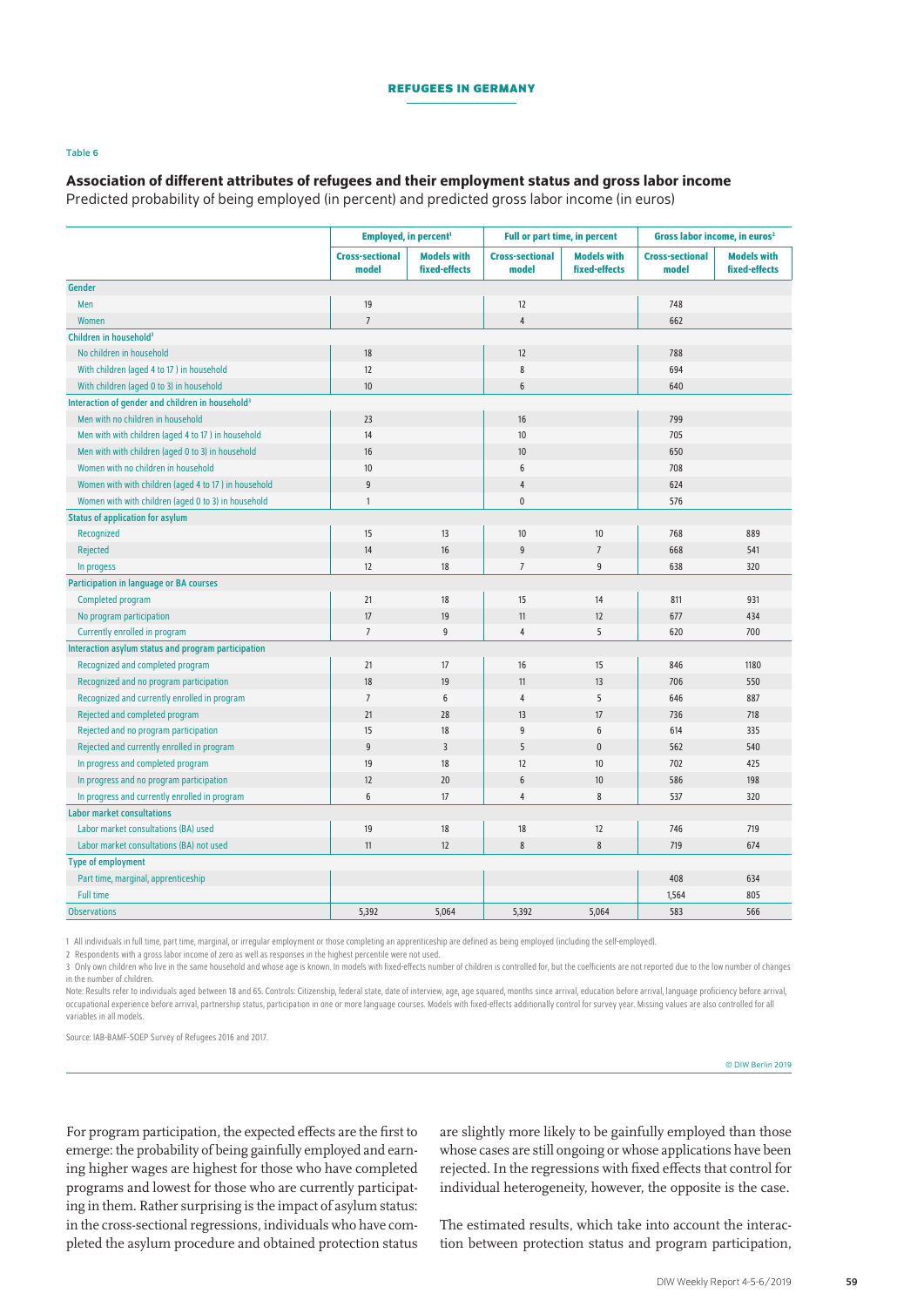Table 6

**Association of different attributes of refugees and their employment status and gross labor income**

Predicted probability of being employed (in percent) and predicted gross labor income (in euros)

| | Employed, in percent[1] | | Full or part time, in percent | | Gross labor income, in euros[2] | |
|---|---|---|---|---|---|---|
| | Cross-sectional model | Models with fixed-effects | Cross-sectional model | Models with fixed-effects | Cross-sectional model | Models with fixed-effects |
| **Gender** | | | | | | |
| Men | 19 | | 12 | | 748 | |
| Women | 7 | | 4 | | 662 | |
| **Children in household[3]** | | | | | | |
| No children in household | 18 | | 12 | | 788 | |
| With children (aged 4 to 17 ) in household | 12 | | 8 | | 694 | |
| With children (aged 0 to 3) in household | 10 | | 6 | | 640 | |
| **Interaction of gender and children in household[3]** | | | | | | |
| Men with no children in household | 23 | | 16 | | 799 | |
| Men with with children (aged 4 to 17 ) in household | 14 | | 10 | | 705 | |
| Men with with children (aged 0 to 3) in household | 16 | | 10 | | 650 | |
| Women with no children in household | 10 | | 6 | | 708 | |
| Women with with children (aged 4 to 17 ) in household | 9 | | 4 | | 624 | |
| Women with with children (aged 0 to 3) in household | 1 | | 0 | | 576 | |
| **Status of application for asylum** | | | | | | |
| Recognized | 15 | 13 | 10 | 10 | 768 | 889 |
| Rejected | 14 | 16 | 9 | 7 | 668 | 541 |
| In progess | 12 | 18 | 7 | 9 | 638 | 320 |
| **Participation in language or BA courses** | | | | | | |
| Completed program | 21 | 18 | 15 | 14 | 811 | 931 |
| No program participation | 17 | 19 | 11 | 12 | 677 | 434 |
| Currently enrolled in program | 7 | 9 | 4 | 5 | 620 | 700 |
| **Interaction asylum status and program participation** | | | | | | |
| Recognized and completed program | 21 | 17 | 16 | 15 | 846 | 1180 |
| Recognized and no program participation | 18 | 19 | 11 | 13 | 706 | 550 |
| Recognized and currently enrolled in program | 7 | 6 | 4 | 5 | 646 | 887 |
| Rejected and completed program | 21 | 28 | 13 | 17 | 736 | 718 |
| Rejected and no program participation | 15 | 18 | 9 | 6 | 614 | 335 |
| Rejected and currently enrolled in program | 9 | 3 | 5 | 0 | 562 | 540 |
| In progress and completed program | 19 | 18 | 12 | 10 | 702 | 425 |
| In progress and no program participation | 12 | 20 | 6 | 10 | 586 | 198 |
| In progress and currently enrolled in program | 6 | 17 | 4 | 8 | 537 | 320 |
| **Labor market consultations** | | | | | | |
| Labor market consultations (BA) used | 19 | 18 | 18 | 12 | 746 | 719 |
| Labor market consultations (BA) not used | 11 | 12 | 8 | 8 | 719 | 674 |
| **Type of employment** | | | | | | |
| Part time, marginal, apprenticeship | | | | | 408 | 634 |
| Full time | | | | | 1,564 | 805 |
| Observations | 5,392 | 5,064 | 5,392 | 5,064 | 583 | 566 |

1 All individuals in full time, part time, marginal, or irregular employment or those completing an apprenticeship are defined as being employed (including the self-employed).

2 Respondents with a gross labor income of zero as well as responses in the highest percentile were not used.

3 Only own children who live in the same household and whose age is known. In models with fixed-effects number of children is controlled for, but the coefficients are not reported due to the low number of changes in the number of children.

Note: Results refer to individuals aged between 18 and 65. Controls: Citizenship, federal state, date of interview, age, age squared, months since arrival, education before arrival, language proficiency before arrival, occupational experience before arrival, partnership status, participation in one or more language courses. Models with fixed-effects additionally control for survey year. Missing values are also controlled for all variables in all models.

Source: IAB-BAMF-SOEP Survey of Refugees 2016 and 2017.

© DIW Berlin 2019

For program participation, the expected effects are the first to emerge: the probability of being gainfully employed and earning higher wages are highest for those who have completed programs and lowest for those who are currently participating in them. Rather surprising is the impact of asylum status: in the cross-sectional regressions, individuals who have completed the asylum procedure and obtained protection status are slightly more likely to be gainfully employed than those whose cases are still ongoing or whose applications have been rejected. In the regressions with fixed effects that control for individual heterogeneity, however, the opposite is the case.

The estimated results, which take into account the interaction between protection status and program participation,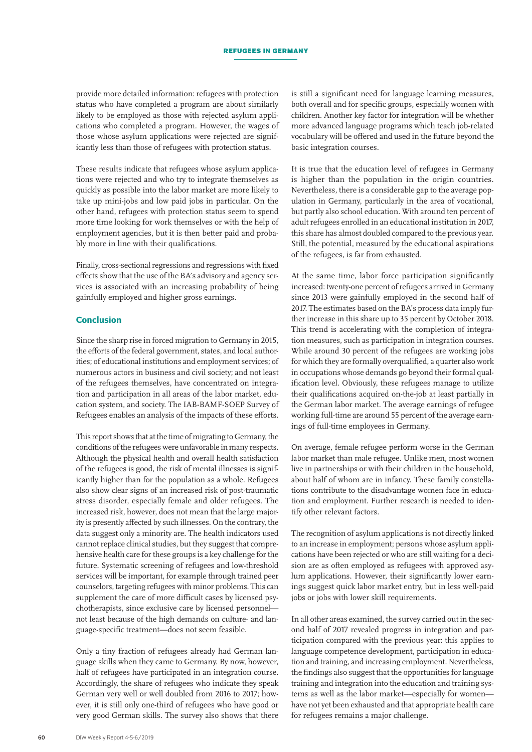provide more detailed information: refugees with protection status who have completed a program are about similarly likely to be employed as those with rejected asylum applications who completed a program. However, the wages of those whose asylum applications were rejected are significantly less than those of refugees with protection status.

These results indicate that refugees whose asylum applications were rejected and who try to integrate themselves as quickly as possible into the labor market are more likely to take up mini-jobs and low paid jobs in particular. On the other hand, refugees with protection status seem to spend more time looking for work themselves or with the help of employment agencies, but it is then better paid and probably more in line with their qualifications.

Finally, cross-sectional regressions and regressions with fixed effects show that the use of the BA's advisory and agency services is associated with an increasing probability of being gainfully employed and higher gross earnings.

## Conclusion

Since the sharp rise in forced migration to Germany in 2015, the efforts of the federal government, states, and local authorities; of educational institutions and employment services; of numerous actors in business and civil society; and not least of the refugees themselves, have concentrated on integration and participation in all areas of the labor market, education system, and society. The IAB-BAMF-SOEP Survey of Refugees enables an analysis of the impacts of these efforts.

This report shows that at the time of migrating to Germany, the conditions of the refugees were unfavorable in many respects. Although the physical health and overall health satisfaction of the refugees is good, the risk of mental illnesses is significantly higher than for the population as a whole. Refugees also show clear signs of an increased risk of post-traumatic stress disorder, especially female and older refugees. The increased risk, however, does not mean that the large majority is presently affected by such illnesses. On the contrary, the data suggest only a minority are. The health indicators used cannot replace clinical studies, but they suggest that comprehensive health care for these groups is a key challenge for the future. Systematic screening of refugees and low-threshold services will be important, for example through trained peer counselors, targeting refugees with minor problems. This can supplement the care of more difficult cases by licensed psychotherapists, since exclusive care by licensed personnel—not least because of the high demands on culture- and language-specific treatment—does not seem feasible.

Only a tiny fraction of refugees already had German language skills when they came to Germany. By now, however, half of refugees have participated in an integration course. Accordingly, the share of refugees who indicate they speak German very well or well doubled from 2016 to 2017; however, it is still only one-third of refugees who have good or very good German skills. The survey also shows that there is still a significant need for language learning measures, both overall and for specific groups, especially women with children. Another key factor for integration will be whether more advanced language programs which teach job-related vocabulary will be offered and used in the future beyond the basic integration courses.

It is true that the education level of refugees in Germany is higher than the population in the origin countries. Nevertheless, there is a considerable gap to the average population in Germany, particularly in the area of vocational, but partly also school education. With around ten percent of adult refugees enrolled in an educational institution in 2017, this share has almost doubled compared to the previous year. Still, the potential, measured by the educational aspirations of the refugees, is far from exhausted.

At the same time, labor force participation significantly increased: twenty-one percent of refugees arrived in Germany since 2013 were gainfully employed in the second half of 2017. The estimates based on the BA's process data imply further increase in this share up to 35 percent by October 2018. This trend is accelerating with the completion of integration measures, such as participation in integration courses. While around 30 percent of the refugees are working jobs for which they are formally overqualified, a quarter also work in occupations whose demands go beyond their formal qualification level. Obviously, these refugees manage to utilize their qualifications acquired on-the-job at least partially in the German labor market. The average earnings of refugee working full-time are around 55 percent of the average earnings of full-time employees in Germany.

On average, female refugee perform worse in the German labor market than male refugee. Unlike men, most women live in partnerships or with their children in the household, about half of whom are in infancy. These family constellations contribute to the disadvantage women face in education and employment. Further research is needed to identify other relevant factors.

The recognition of asylum applications is not directly linked to an increase in employment; persons whose asylum applications have been rejected or who are still waiting for a decision are as often employed as refugees with approved asylum applications. However, their significantly lower earnings suggest quick labor market entry, but in less well-paid jobs or jobs with lower skill requirements.

In all other areas examined, the survey carried out in the second half of 2017 revealed progress in integration and participation compared with the previous year: this applies to language competence development, participation in education and training, and increasing employment. Nevertheless, the findings also suggest that the opportunities for language training and integration into the education and training systems as well as the labor market—especially for women—have not yet been exhausted and that appropriate health care for refugees remains a major challenge.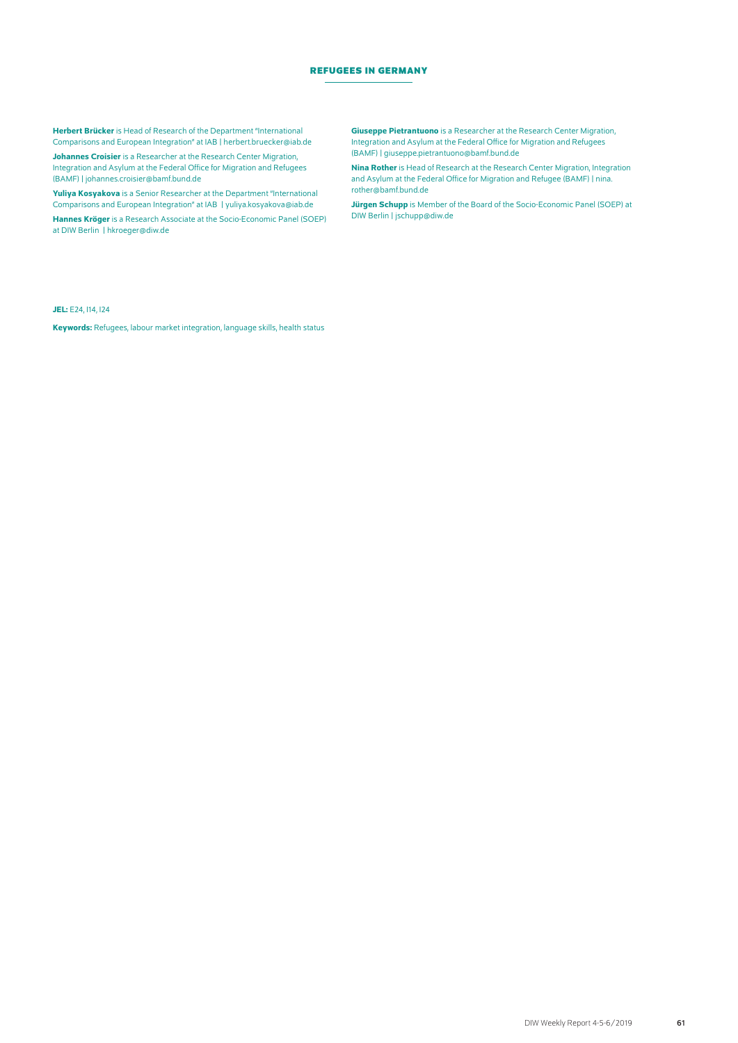**Herbert Brücker** is Head of Research of the Department "International Comparisons and European Integration" at IAB | herbert.bruecker@iab.de

**Johannes Croisier** is a Researcher at the Research Center Migration, Integration and Asylum at the Federal Office for Migration and Refugees (BAMF) | johannes.croisier@bamf.bund.de

**Yuliya Kosyakova** is a Senior Researcher at the Department "International Comparisons and European Integration" at IAB | yuliya.kosyakova@iab.de

**Hannes Kröger** is a Research Associate at the Socio-Economic Panel (SOEP) at DIW Berlin | hkroeger@diw.de

**Giuseppe Pietrantuono** is a Researcher at the Research Center Migration, Integration and Asylum at the Federal Office for Migration and Refugees (BAMF) | giuseppe.pietrantuono@bamf.bund.de

**Nina Rother** is Head of Research at the Research Center Migration, Integration and Asylum at the Federal Office for Migration and Refugee (BAMF) | nina.rother@bamf.bund.de

**Jürgen Schupp** is Member of the Board of the Socio-Economic Panel (SOEP) at DIW Berlin | jschupp@diw.de

**JEL:** E24, I14, I24

**Keywords:** Refugees, labour market integration, language skills, health status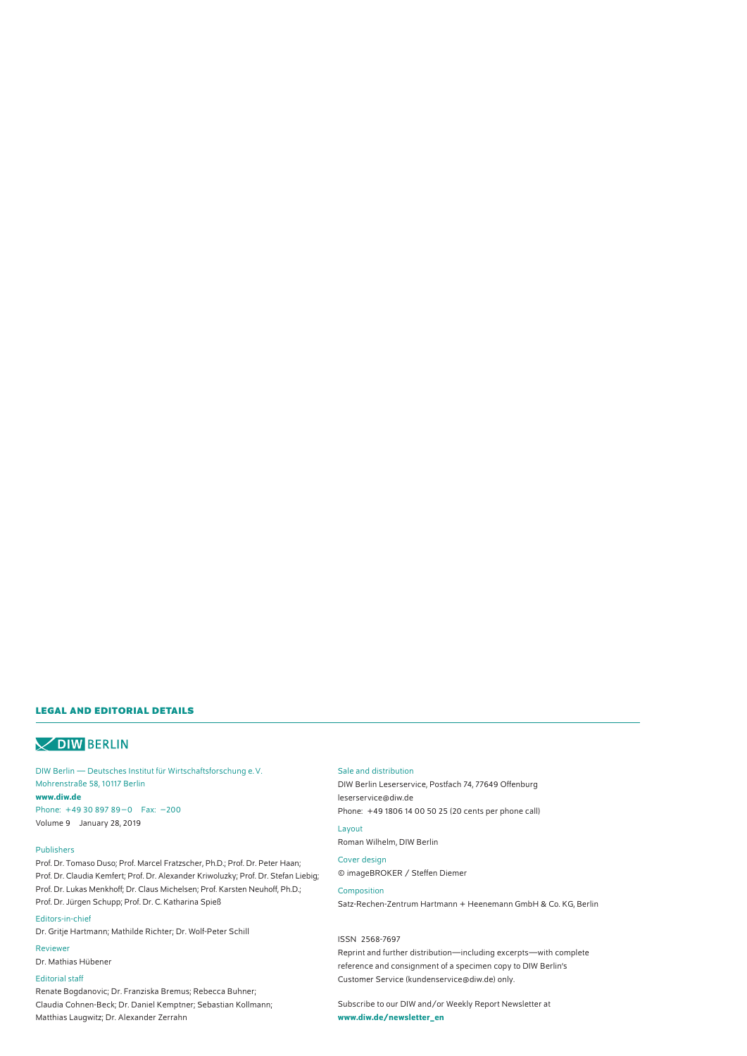## LEGAL AND EDITORIAL DETAILS

DIW BERLIN

DIW Berlin — Deutsches Institut für Wirtschaftsforschung e. V.
Mohrenstraße 58, 10117 Berlin

**www.diw.de**

Phone: +49 30 897 89 – 0 Fax: – 200

Volume 9 January 28, 2019

Publishers

Prof. Dr. Tomaso Duso; Prof. Marcel Fratzscher, Ph.D.; Prof. Dr. Peter Haan; Prof. Dr. Claudia Kemfert; Prof. Dr. Alexander Kriwoluzky; Prof. Dr. Stefan Liebig; Prof. Dr. Lukas Menkhoff; Dr. Claus Michelsen; Prof. Karsten Neuhoff, Ph.D.; Prof. Dr. Jürgen Schupp; Prof. Dr. C. Katharina Spieß

Editors-in-chief

Dr. Gritje Hartmann; Mathilde Richter; Dr. Wolf-Peter Schill

Reviewer

Dr. Mathias Hübener

Editorial staff

Renate Bogdanovic; Dr. Franziska Bremus; Rebecca Buhner; Claudia Cohnen-Beck; Dr. Daniel Kemptner; Sebastian Kollmann; Matthias Laugwitz; Dr. Alexander Zerrahn

Sale and distribution

DIW Berlin Leserservice, Postfach 74, 77649 Offenburg
leserservice@diw.de
Phone: +49 1806 14 00 50 25 (20 cents per phone call)

Layout

Roman Wilhelm, DIW Berlin

Cover design

© imageBROKER / Steffen Diemer

Composition

Satz-Rechen-Zentrum Hartmann + Heenemann GmbH & Co. KG, Berlin

ISSN 2568-7697

Reprint and further distribution—including excerpts—with complete reference and consignment of a specimen copy to DIW Berlin's Customer Service (kundenservice@diw.de) only.

Subscribe to our DIW and/or Weekly Report Newsletter at **www.diw.de/newsletter_en**